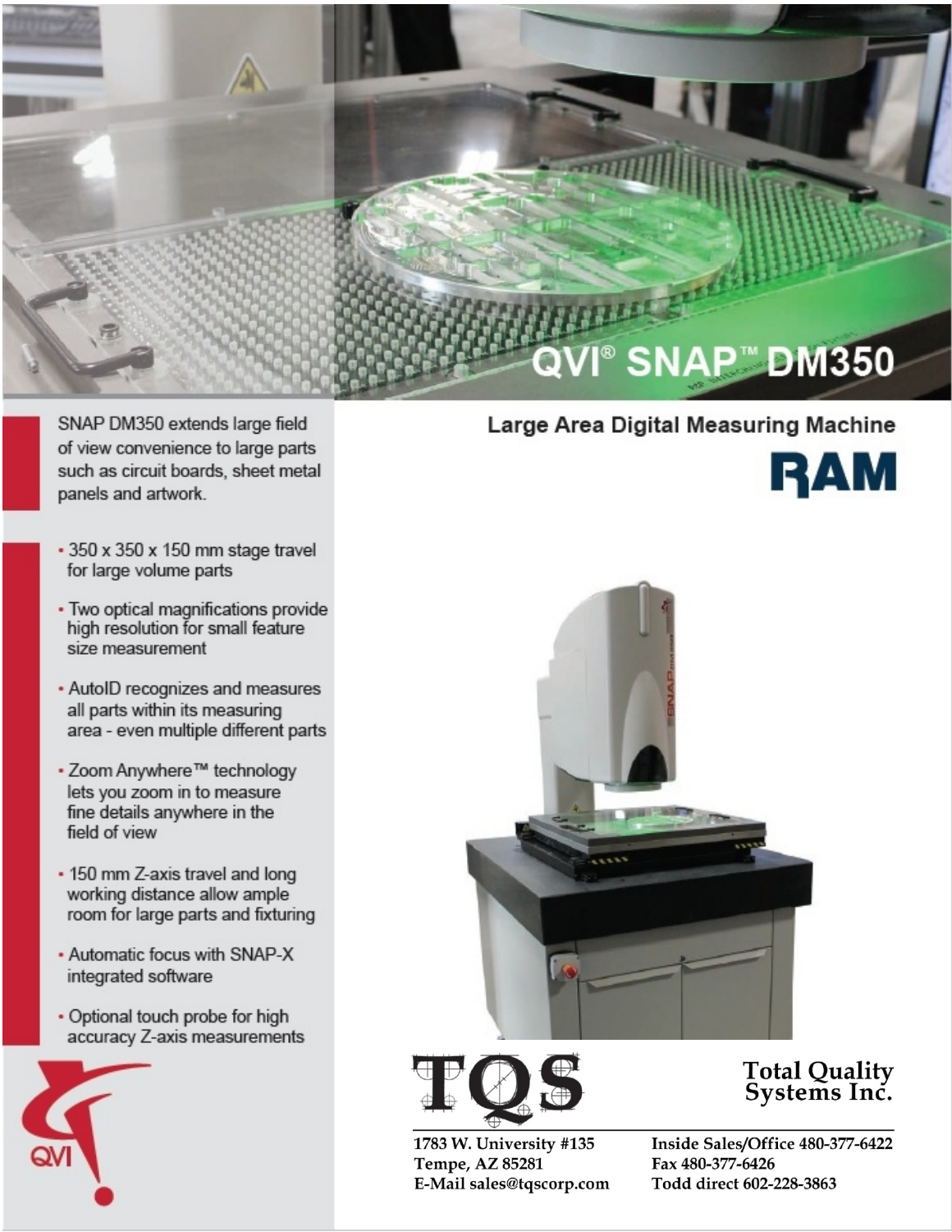# QVI® SNAP™ DM350

## Large Area Digital Measuring Machine

RAM

SNAP DM350 extends large field of view convenience to large parts such as circuit boards, sheet metal panels and artwork.

- 350 x 350 x 150 mm stage travel for large volume parts
- Two optical magnifications provide high resolution for small feature size measurement
- AutoID recognizes and measures all parts within its measuring area - even multiple different parts
- Zoom Anywhere™ technology lets you zoom in to measure fine details anywhere in the field of view
- 150 mm Z-axis travel and long working distance allow ample room for large parts and fixturing
- Automatic focus with SNAP-X integrated software
- Optional touch probe for high accuracy Z-axis measurements

QVI

**TQS**

**Total Quality Systems Inc.**

1783 W. University #135
Tempe, AZ 85281
E-Mail sales@tqscorp.com

Inside Sales/Office 480-377-6422
Fax 480-377-6426
Todd direct 602-228-3863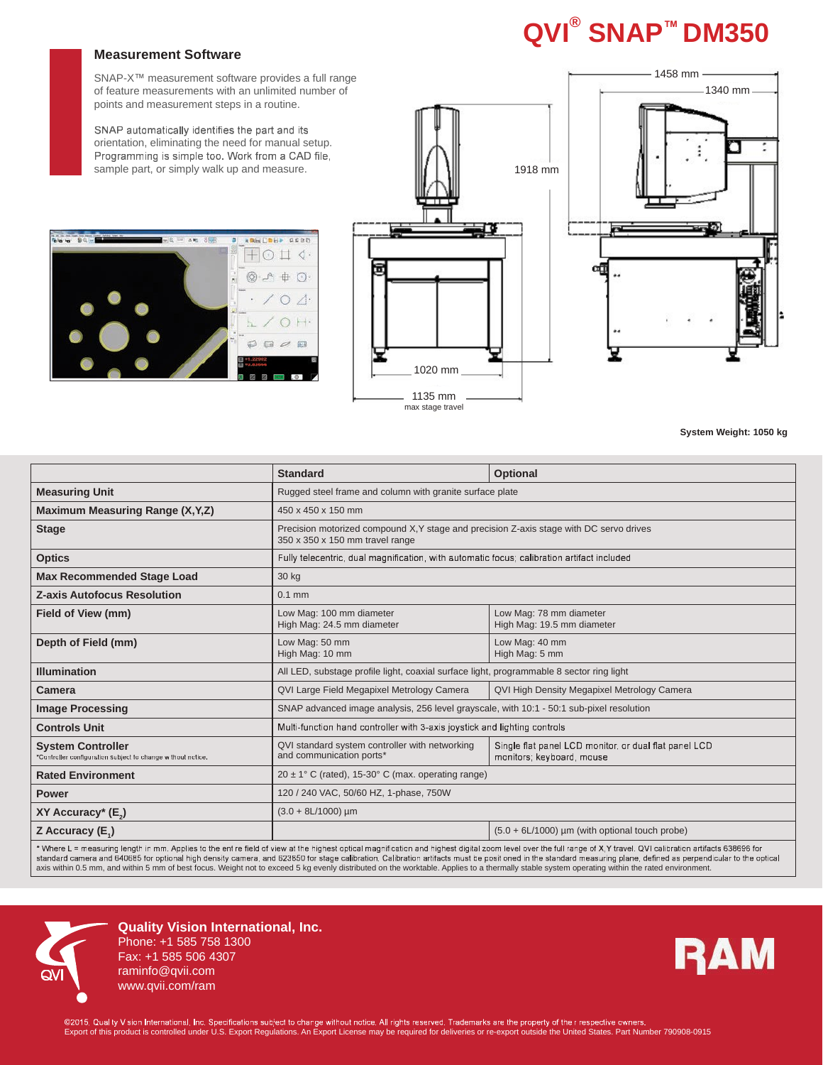# QVI® SNAP™ DM350

## Measurement Software

SNAP-X™ measurement software provides a full range of feature measurements with an unlimited number of points and measurement steps in a routine.

SNAP automatically identifies the part and its orientation, eliminating the need for manual setup. Programming is simple too. Work from a CAD file, sample part, or simply walk up and measure.

1458 mm

1340 mm

1918 mm

1020 mm

1135 mm
max stage travel

**System Weight: 1050 kg**

| | Standard | Optional |
|---|---|---|
| **Measuring Unit** | Rugged steel frame and column with granite surface plate | |
| **Maximum Measuring Range (X,Y,Z)** | 450 x 450 x 150 mm | |
| **Stage** | Precision motorized compound X,Y stage and precision Z-axis stage with DC servo drives<br>350 x 350 x 150 mm travel range | |
| **Optics** | Fully telecentric, dual magnification, with automatic focus; calibration artifact included | |
| **Max Recommended Stage Load** | 30 kg | |
| **Z-axis Autofocus Resolution** | 0.1 mm | |
| **Field of View (mm)** | Low Mag: 100 mm diameter<br>High Mag: 24.5 mm diameter | Low Mag: 78 mm diameter<br>High Mag: 19.5 mm diameter |
| **Depth of Field (mm)** | Low Mag: 50 mm<br>High Mag: 10 mm | Low Mag: 40 mm<br>High Mag: 5 mm |
| **Illumination** | All LED, substage profile light, coaxial surface light, programmable 8 sector ring light | |
| **Camera** | QVI Large Field Megapixel Metrology Camera | QVI High Density Megapixel Metrology Camera |
| **Image Processing** | SNAP advanced image analysis, 256 level grayscale, with 10:1 - 50:1 sub-pixel resolution | |
| **Controls Unit** | Multi-function hand controller with 3-axis joystick and lighting controls | |
| **System Controller**<br>*Controller configuration subject to change without notice. | QVI standard system controller with networking and communication ports* | Single flat panel LCD monitor, or dual flat panel LCD monitors; keyboard, mouse |
| **Rated Environment** | 20 ± 1° C (rated), 15-30° C (max. operating range) | |
| **Power** | 120 / 240 VAC, 50/60 HZ, 1-phase, 750W | |
| **XY Accuracy* ($E_2$)** | (3.0 + 8L/1000) µm | |
| **Z Accuracy ($E_1$)** | | (5.0 + 6L/1000) µm (with optional touch probe) |

\* Where L = measuring length in mm. Applies to the entire field of view at the highest optical magnification and highest digital zoom level over the full range of X,Y travel. QVI calibration artifacts 638696 for standard camera and 640685 for optional high density camera, and 623650 for stage calibration. Calibration artifacts must be positioned in the standard measuring plane, defined as perpendicular to the optical axis within 0.5 mm, and within 5 mm of best focus. Weight not to exceed 5 kg evenly distributed on the worktable. Applies to a thermally stable system operating within the rated environment.

**Quality Vision International, Inc.**
Phone: +1 585 758 1300
Fax: +1 585 506 4307
raminfo@qvii.com
www.qvii.com/ram

RAM

©2015 Quality Vision International, Inc. Specifications subject to change without notice. All rights reserved. Trademarks are the property of their respective owners.
Export of this product is controlled under U.S. Export Regulations. An Export License may be required for deliveries or re-export outside the United States. Part Number 790908-0915